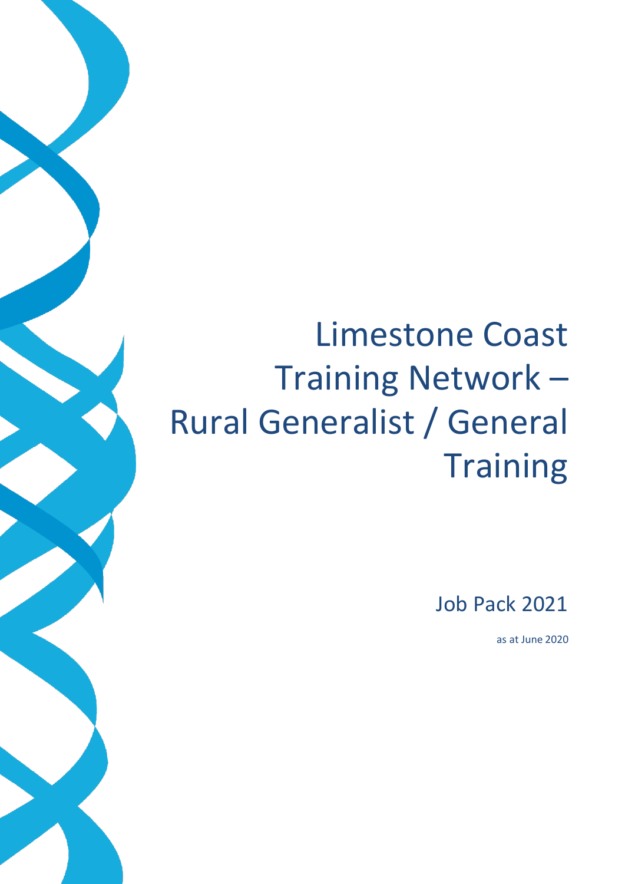# Limestone Coast Training Network – Rural Generalist / General Training

Job Pack 2021

as at June 2020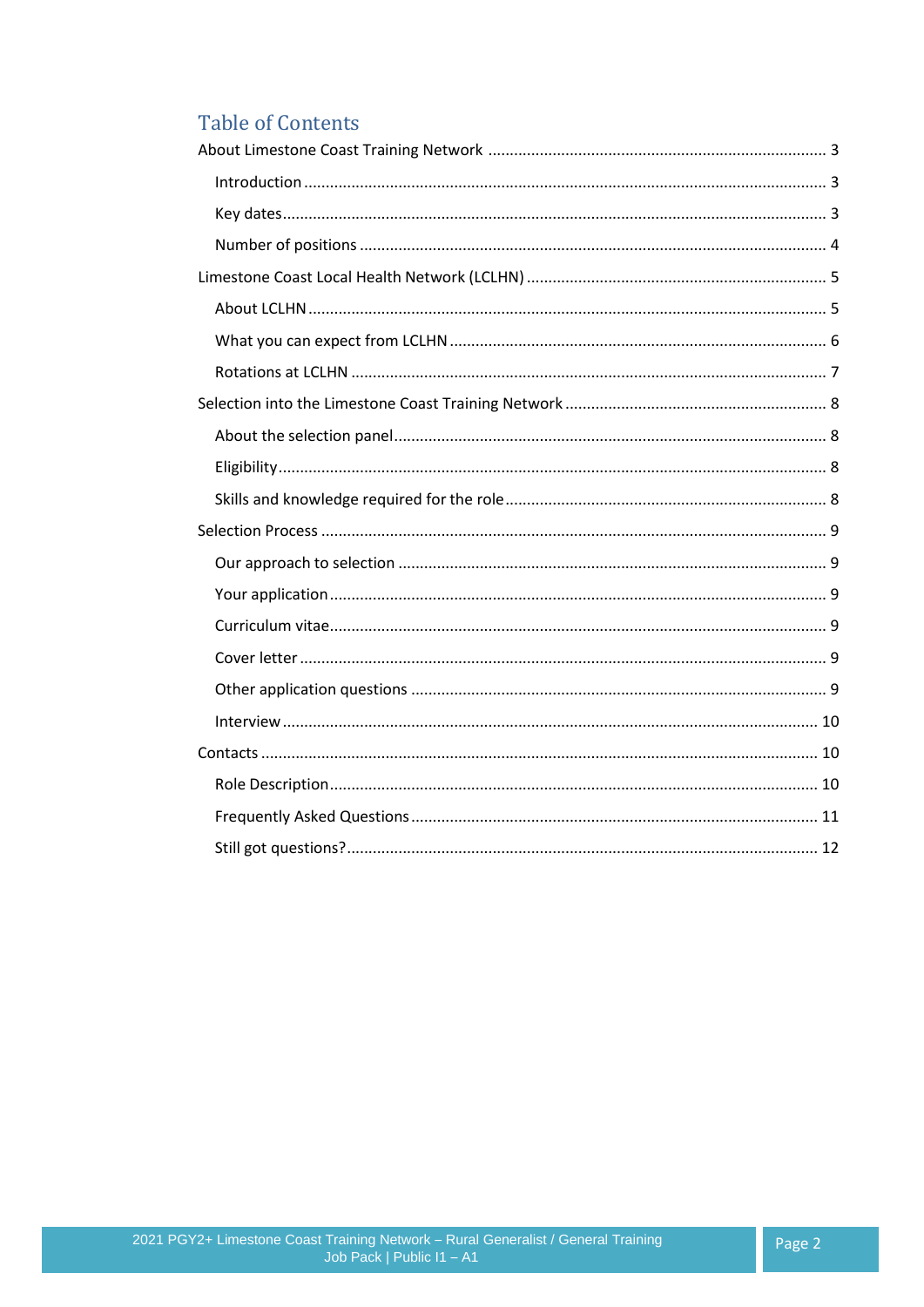# Table of Contents

About Limestone Coast Training Network ............................................................................. 3

- Introduction ........................................................................................................................ 3
- Key dates ............................................................................................................................ 3
- Number of positions .......................................................................................................... 4

Limestone Coast Local Health Network (LCLHN) ..................................................................... 5

- About LCLHN ....................................................................................................................... 5
- What you can expect from LCLHN ...................................................................................... 6
- Rotations at LCLHN ............................................................................................................. 7

Selection into the Limestone Coast Training Network ............................................................ 8

- About the selection panel ................................................................................................... 8
- Eligibility ............................................................................................................................. 8
- Skills and knowledge required for the role ......................................................................... 8

Selection Process .................................................................................................................... 9

- Our approach to selection .................................................................................................. 9
- Your application .................................................................................................................. 9
- Curriculum vitae .................................................................................................................. 9
- Cover letter ......................................................................................................................... 9
- Other application questions ............................................................................................... 9
- Interview ........................................................................................................................... 10

Contacts ................................................................................................................................ 10

- Role Description ................................................................................................................ 10
- Frequently Asked Questions ............................................................................................. 11
- Still got questions? ............................................................................................................ 12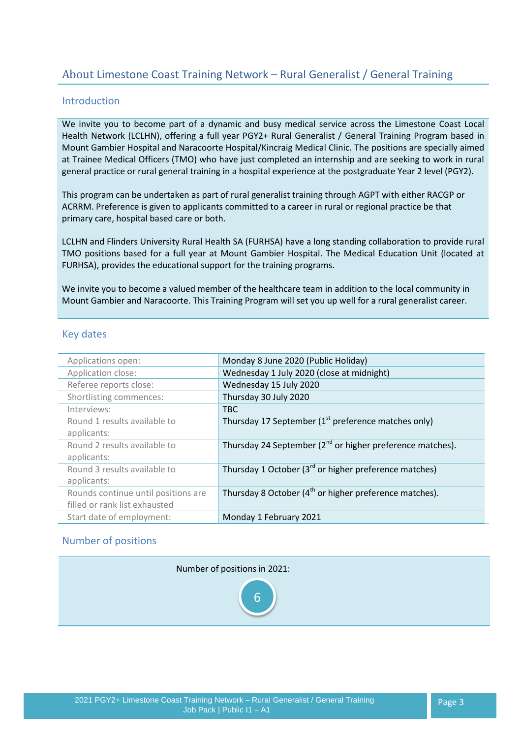## About Limestone Coast Training Network – Rural Generalist / General Training

### Introduction

We invite you to become part of a dynamic and busy medical service across the Limestone Coast Local Health Network (LCLHN), offering a full year PGY2+ Rural Generalist / General Training Program based in Mount Gambier Hospital and Naracoorte Hospital/Kincraig Medical Clinic. The positions are specially aimed at Trainee Medical Officers (TMO) who have just completed an internship and are seeking to work in rural general practice or rural general training in a hospital experience at the postgraduate Year 2 level (PGY2).

This program can be undertaken as part of rural generalist training through AGPT with either RACGP or ACRRM. Preference is given to applicants committed to a career in rural or regional practice be that primary care, hospital based care or both.

LCLHN and Flinders University Rural Health SA (FURHSA) have a long standing collaboration to provide rural TMO positions based for a full year at Mount Gambier Hospital. The Medical Education Unit (located at FURHSA), provides the educational support for the training programs.

We invite you to become a valued member of the healthcare team in addition to the local community in Mount Gambier and Naracoorte. This Training Program will set you up well for a rural generalist career.

### Key dates

| | |
|---|---|
| Applications open: | Monday 8 June 2020 (Public Holiday) |
| Application close: | Wednesday 1 July 2020 (close at midnight) |
| Referee reports close: | Wednesday 15 July 2020 |
| Shortlisting commences: | Thursday 30 July 2020 |
| Interviews: | TBC |
| Round 1 results available to applicants: | Thursday 17 September (1st preference matches only) |
| Round 2 results available to applicants: | Thursday 24 September (2nd or higher preference matches). |
| Round 3 results available to applicants: | Thursday 1 October (3rd or higher preference matches) |
| Rounds continue until positions are filled or rank list exhausted | Thursday 8 October (4th or higher preference matches). |
| Start date of employment: | Monday 1 February 2021 |

### Number of positions

Number of positions in 2021:

6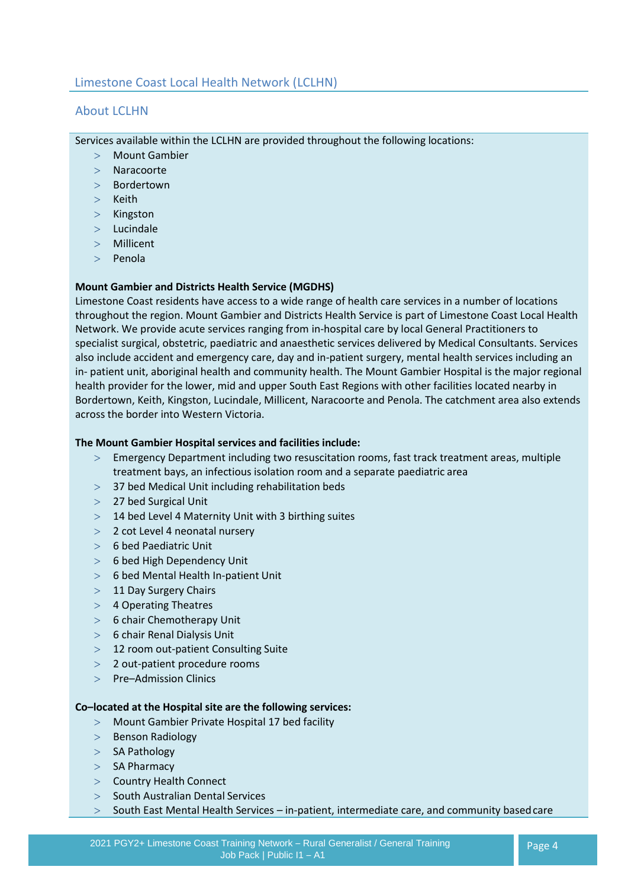## Limestone Coast Local Health Network (LCLHN)

### About LCLHN

Services available within the LCLHN are provided throughout the following locations:

- Mount Gambier
- Naracoorte
- Bordertown
- Keith
- Kingston
- Lucindale
- Millicent
- Penola

**Mount Gambier and Districts Health Service (MGDHS)**
Limestone Coast residents have access to a wide range of health care services in a number of locations throughout the region. Mount Gambier and Districts Health Service is part of Limestone Coast Local Health Network. We provide acute services ranging from in-hospital care by local General Practitioners to specialist surgical, obstetric, paediatric and anaesthetic services delivered by Medical Consultants. Services also include accident and emergency care, day and in-patient surgery, mental health services including an in- patient unit, aboriginal health and community health. The Mount Gambier Hospital is the major regional health provider for the lower, mid and upper South East Regions with other facilities located nearby in Bordertown, Keith, Kingston, Lucindale, Millicent, Naracoorte and Penola. The catchment area also extends across the border into Western Victoria.

**The Mount Gambier Hospital services and facilities include:**

- Emergency Department including two resuscitation rooms, fast track treatment areas, multiple treatment bays, an infectious isolation room and a separate paediatric area
- 37 bed Medical Unit including rehabilitation beds
- 27 bed Surgical Unit
- 14 bed Level 4 Maternity Unit with 3 birthing suites
- 2 cot Level 4 neonatal nursery
- 6 bed Paediatric Unit
- 6 bed High Dependency Unit
- 6 bed Mental Health In-patient Unit
- 11 Day Surgery Chairs
- 4 Operating Theatres
- 6 chair Chemotherapy Unit
- 6 chair Renal Dialysis Unit
- 12 room out-patient Consulting Suite
- 2 out-patient procedure rooms
- Pre–Admission Clinics

**Co–located at the Hospital site are the following services:**

- Mount Gambier Private Hospital 17 bed facility
- Benson Radiology
- SA Pathology
- SA Pharmacy
- Country Health Connect
- South Australian Dental Services
- South East Mental Health Services – in-patient, intermediate care, and community based care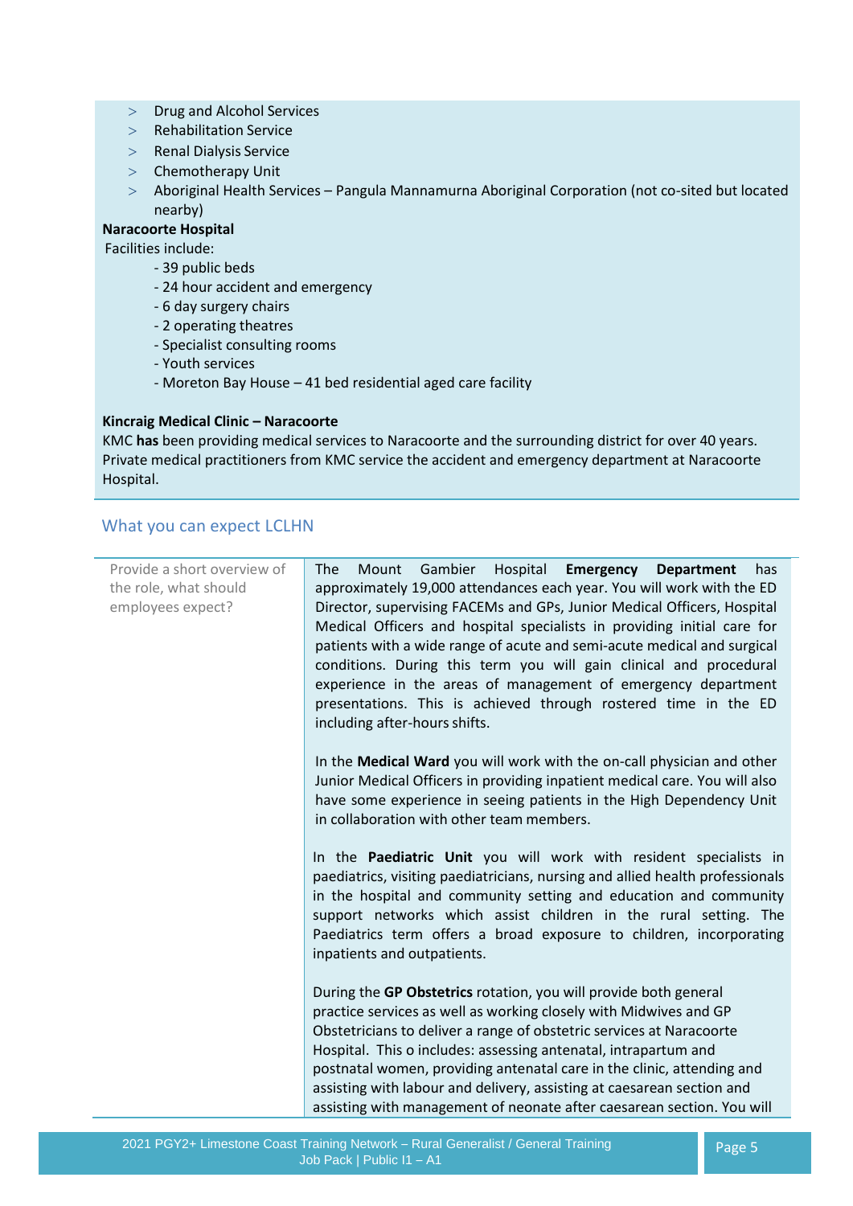- Drug and Alcohol Services
- Rehabilitation Service
- Renal Dialysis Service
- Chemotherapy Unit
- Aboriginal Health Services – Pangula Mannamurna Aboriginal Corporation (not co-sited but located nearby)

**Naracoorte Hospital**

Facilities include:

- 39 public beds
- 24 hour accident and emergency
- 6 day surgery chairs
- 2 operating theatres
- Specialist consulting rooms
- Youth services
- Moreton Bay House – 41 bed residential aged care facility

**Kincraig Medical Clinic – Naracoorte**

KMC **has** been providing medical services to Naracoorte and the surrounding district for over 40 years. Private medical practitioners from KMC service the accident and emergency department at Naracoorte Hospital.

## What you can expect LCLHN

| | |
|---|---|
| Provide a short overview of the role, what should employees expect? | The Mount Gambier Hospital **Emergency Department** has approximately 19,000 attendances each year. You will work with the ED Director, supervising FACEMs and GPs, Junior Medical Officers, Hospital Medical Officers and hospital specialists in providing initial care for patients with a wide range of acute and semi-acute medical and surgical conditions. During this term you will gain clinical and procedural experience in the areas of management of emergency department presentations. This is achieved through rostered time in the ED including after-hours shifts.<br><br>In the **Medical Ward** you will work with the on-call physician and other Junior Medical Officers in providing inpatient medical care. You will also have some experience in seeing patients in the High Dependency Unit in collaboration with other team members.<br><br>In the **Paediatric Unit** you will work with resident specialists in paediatrics, visiting paediatricians, nursing and allied health professionals in the hospital and community setting and education and community support networks which assist children in the rural setting. The Paediatrics term offers a broad exposure to children, incorporating inpatients and outpatients.<br><br>During the **GP Obstetrics** rotation, you will provide both general practice services as well as working closely with Midwives and GP Obstetricians to deliver a range of obstetric services at Naracoorte Hospital. This o includes: assessing antenatal, intrapartum and postnatal women, providing antenatal care in the clinic, attending and assisting with labour and delivery, assisting at caesarean section and assisting with management of neonate after caesarean section. You will |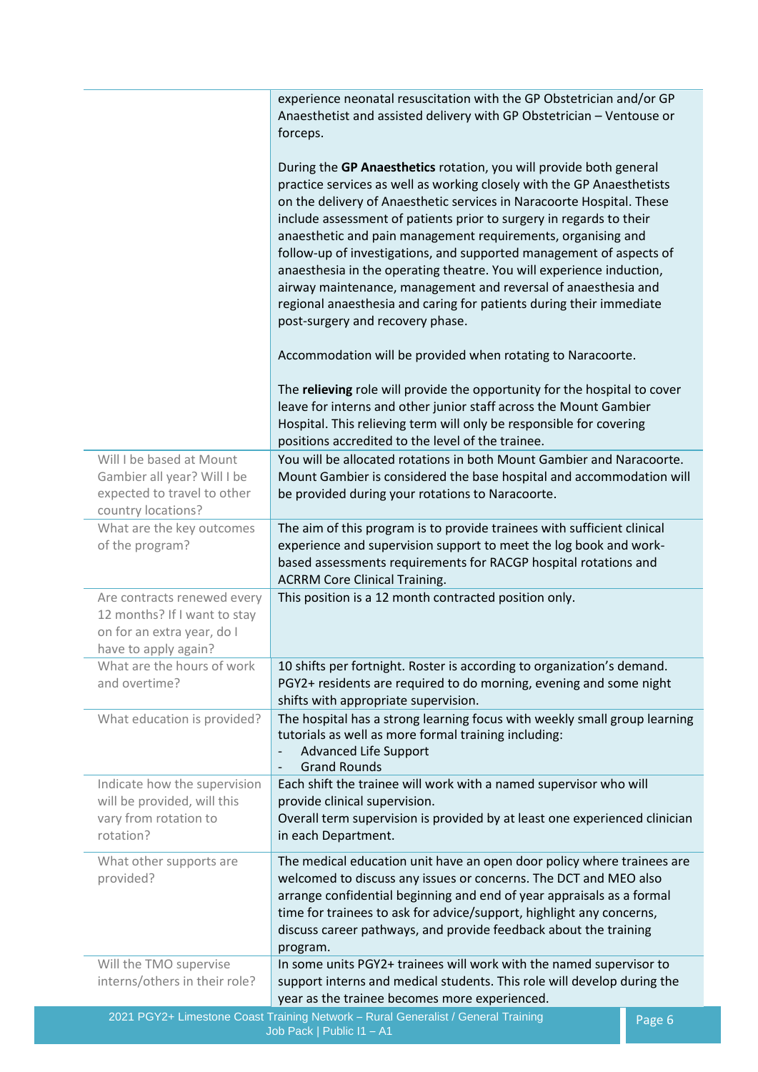| | |
|---|---|
| | experience neonatal resuscitation with the GP Obstetrician and/or GP Anaesthetist and assisted delivery with GP Obstetrician – Ventouse or forceps.<br><br>During the **GP Anaesthetics** rotation, you will provide both general practice services as well as working closely with the GP Anaesthetists on the delivery of Anaesthetic services in Naracoorte Hospital. These include assessment of patients prior to surgery in regards to their anaesthetic and pain management requirements, organising and follow-up of investigations, and supported management of aspects of anaesthesia in the operating theatre. You will experience induction, airway maintenance, management and reversal of anaesthesia and regional anaesthesia and caring for patients during their immediate post-surgery and recovery phase.<br><br>Accommodation will be provided when rotating to Naracoorte.<br><br>The **relieving** role will provide the opportunity for the hospital to cover leave for interns and other junior staff across the Mount Gambier Hospital. This relieving term will only be responsible for covering positions accredited to the level of the trainee. |
| Will I be based at Mount Gambier all year? Will I be expected to travel to other country locations? | You will be allocated rotations in both Mount Gambier and Naracoorte. Mount Gambier is considered the base hospital and accommodation will be provided during your rotations to Naracoorte. |
| What are the key outcomes of the program? | The aim of this program is to provide trainees with sufficient clinical experience and supervision support to meet the log book and work-based assessments requirements for RACGP hospital rotations and ACRRM Core Clinical Training. |
| Are contracts renewed every 12 months? If I want to stay on for an extra year, do I have to apply again? | This position is a 12 month contracted position only. |
| What are the hours of work and overtime? | 10 shifts per fortnight. Roster is according to organization's demand. PGY2+ residents are required to do morning, evening and some night shifts with appropriate supervision. |
| What education is provided? | The hospital has a strong learning focus with weekly small group learning tutorials as well as more formal training including:<br>- Advanced Life Support<br>- Grand Rounds |
| Indicate how the supervision will be provided, will this vary from rotation to rotation? | Each shift the trainee will work with a named supervisor who will provide clinical supervision.<br>Overall term supervision is provided by at least one experienced clinician in each Department. |
| What other supports are provided? | The medical education unit have an open door policy where trainees are welcomed to discuss any issues or concerns. The DCT and MEO also arrange confidential beginning and end of year appraisals as a formal time for trainees to ask for advice/support, highlight any concerns, discuss career pathways, and provide feedback about the training program. |
| Will the TMO supervise interns/others in their role? | In some units PGY2+ trainees will work with the named supervisor to support interns and medical students. This role will develop during the year as the trainee becomes more experienced. |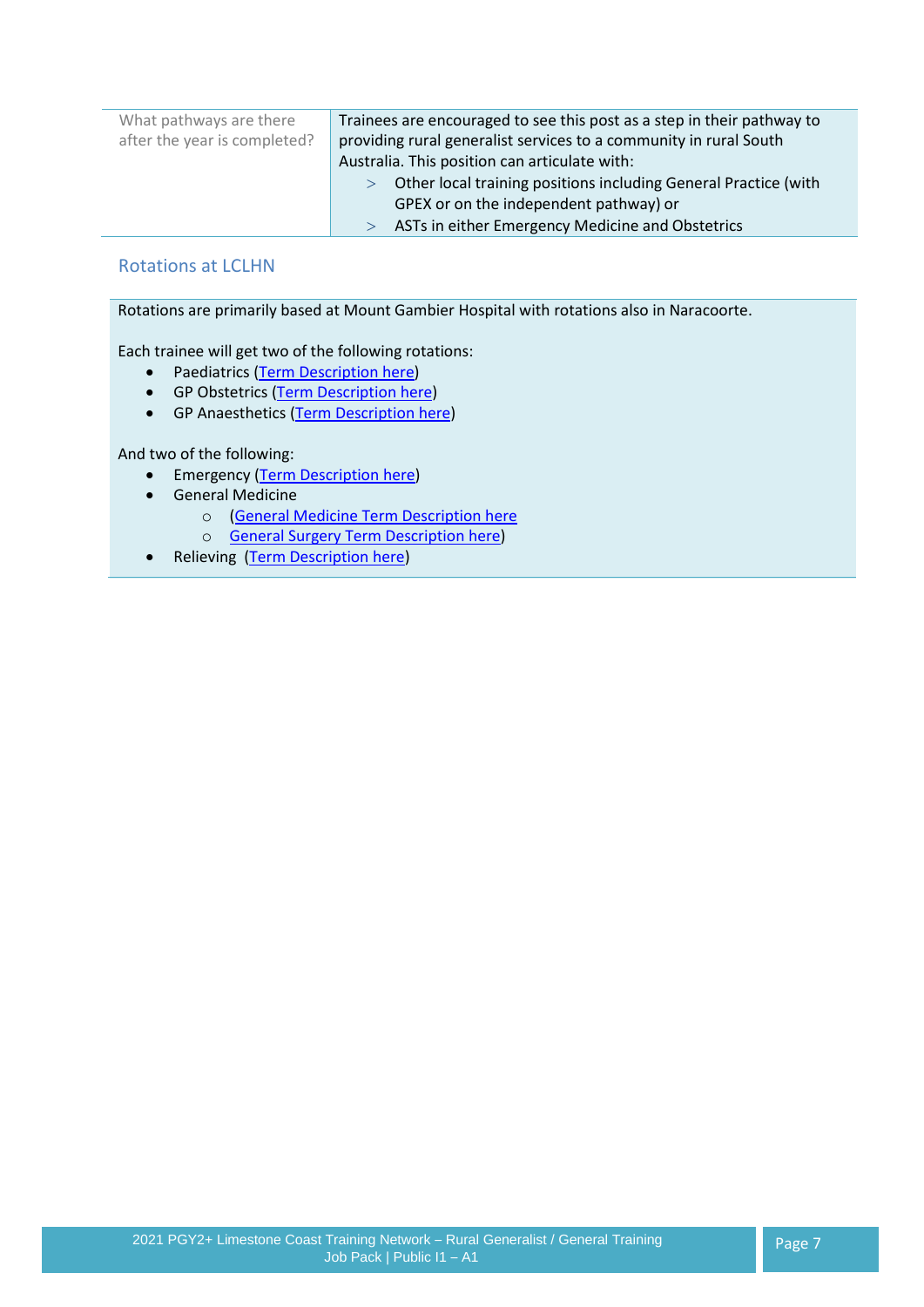| What pathways are there after the year is completed? | Trainees are encouraged to see this post as a step in their pathway to providing rural generalist services to a community in rural South Australia. This position can articulate with:<br>> Other local training positions including General Practice (with GPEX or on the independent pathway) or<br>> ASTs in either Emergency Medicine and Obstetrics |
|---|---|

## Rotations at LCLHN

Rotations are primarily based at Mount Gambier Hospital with rotations also in Naracoorte.

Each trainee will get two of the following rotations:

- Paediatrics (Term Description here)
- GP Obstetrics (Term Description here)
- GP Anaesthetics (Term Description here)

And two of the following:

- Emergency (Term Description here)
- General Medicine
  - (General Medicine Term Description here
  - General Surgery Term Description here)
- Relieving (Term Description here)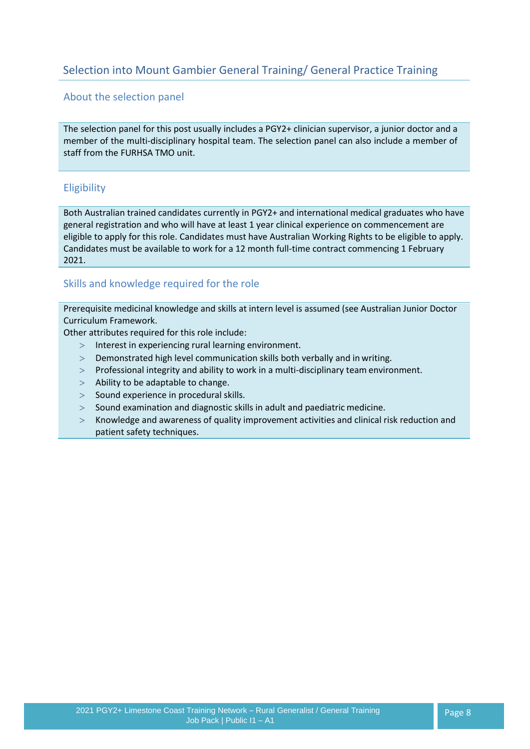## Selection into Mount Gambier General Training/ General Practice Training

### About the selection panel

The selection panel for this post usually includes a PGY2+ clinician supervisor, a junior doctor and a member of the multi-disciplinary hospital team. The selection panel can also include a member of staff from the FURHSA TMO unit.

### Eligibility

Both Australian trained candidates currently in PGY2+ and international medical graduates who have general registration and who will have at least 1 year clinical experience on commencement are eligible to apply for this role. Candidates must have Australian Working Rights to be eligible to apply. Candidates must be available to work for a 12 month full-time contract commencing 1 February 2021.

### Skills and knowledge required for the role

Prerequisite medicinal knowledge and skills at intern level is assumed (see Australian Junior Doctor Curriculum Framework.

Other attributes required for this role include:

- Interest in experiencing rural learning environment.
- Demonstrated high level communication skills both verbally and in writing.
- Professional integrity and ability to work in a multi-disciplinary team environment.
- Ability to be adaptable to change.
- Sound experience in procedural skills.
- Sound examination and diagnostic skills in adult and paediatric medicine.
- Knowledge and awareness of quality improvement activities and clinical risk reduction and patient safety techniques.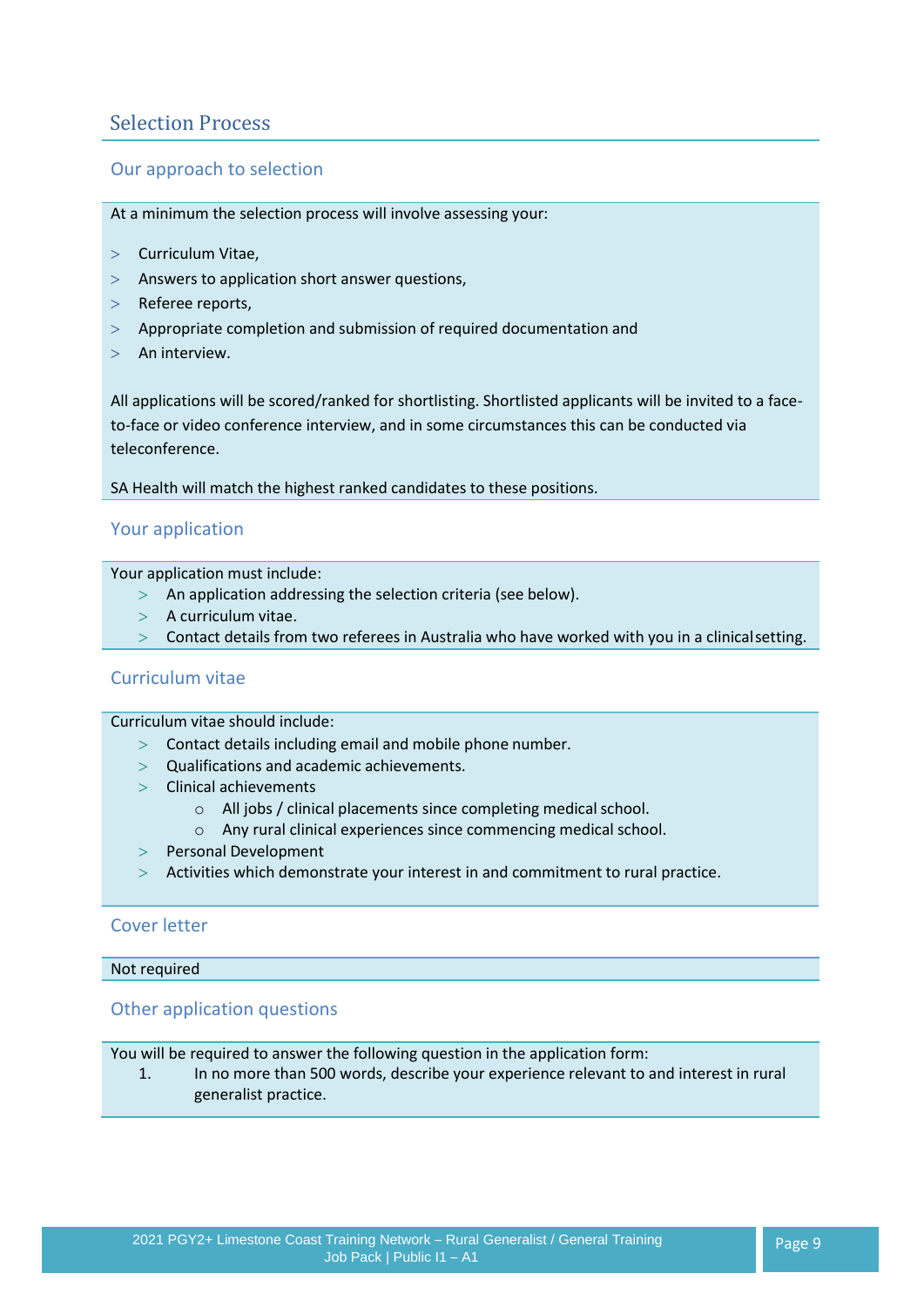# Selection Process

## Our approach to selection

At a minimum the selection process will involve assessing your:

- Curriculum Vitae,
- Answers to application short answer questions,
- Referee reports,
- Appropriate completion and submission of required documentation and
- An interview.

All applications will be scored/ranked for shortlisting. Shortlisted applicants will be invited to a face-to-face or video conference interview, and in some circumstances this can be conducted via teleconference.

SA Health will match the highest ranked candidates to these positions.

## Your application

Your application must include:

- An application addressing the selection criteria (see below).
- A curriculum vitae.
- Contact details from two referees in Australia who have worked with you in a clinical setting.

## Curriculum vitae

Curriculum vitae should include:

- Contact details including email and mobile phone number.
- Qualifications and academic achievements.
- Clinical achievements
  - All jobs / clinical placements since completing medical school.
  - Any rural clinical experiences since commencing medical school.
- Personal Development
- Activities which demonstrate your interest in and commitment to rural practice.

## Cover letter

Not required

## Other application questions

You will be required to answer the following question in the application form:

1. In no more than 500 words, describe your experience relevant to and interest in rural generalist practice.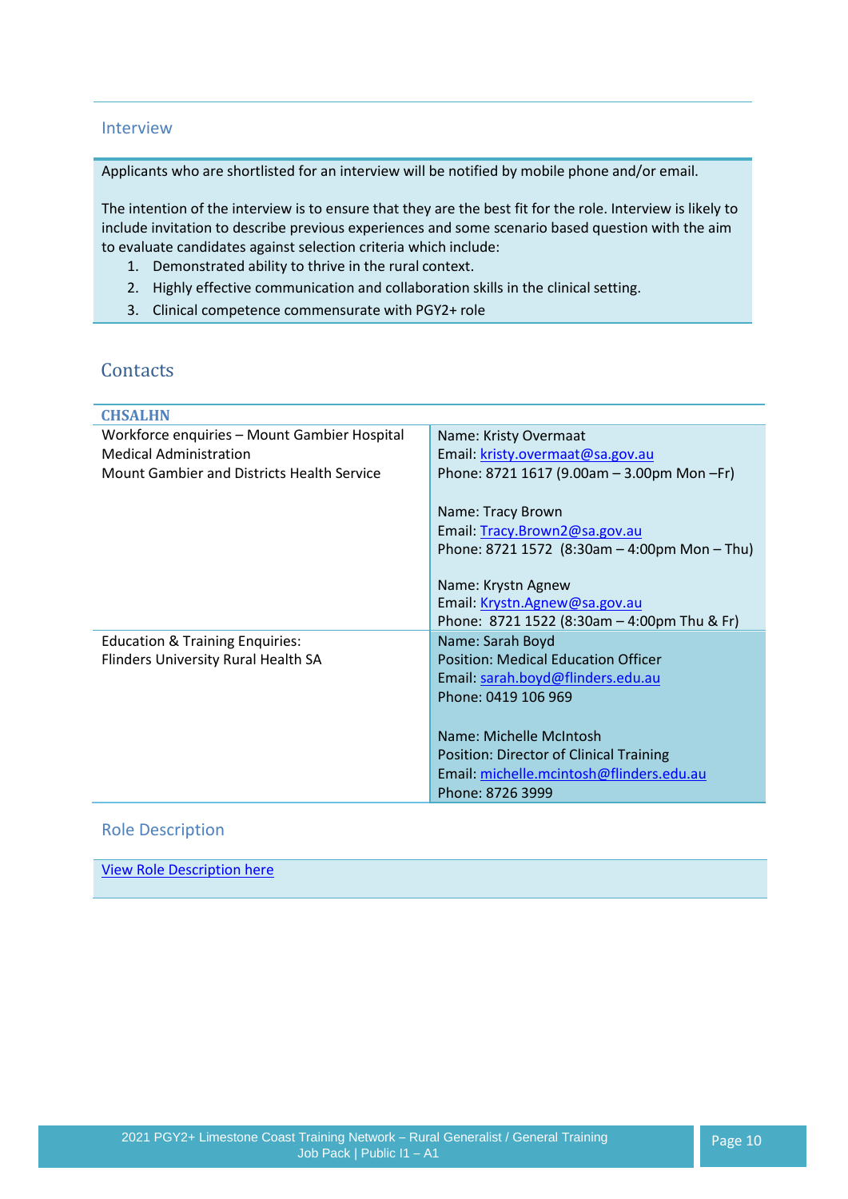## Interview

Applicants who are shortlisted for an interview will be notified by mobile phone and/or email.

The intention of the interview is to ensure that they are the best fit for the role. Interview is likely to include invitation to describe previous experiences and some scenario based question with the aim to evaluate candidates against selection criteria which include:

1. Demonstrated ability to thrive in the rural context.
2. Highly effective communication and collaboration skills in the clinical setting.
3. Clinical competence commensurate with PGY2+ role

## Contacts

| **CHSALHN** | |
|---|---|
| Workforce enquiries – Mount Gambier Hospital Medical Administration<br>Mount Gambier and Districts Health Service | Name: Kristy Overmaat<br>Email: kristy.overmaat@sa.gov.au<br>Phone: 8721 1617 (9.00am – 3.00pm Mon –Fr)<br><br>Name: Tracy Brown<br>Email: Tracy.Brown2@sa.gov.au<br>Phone: 8721 1572 (8:30am – 4:00pm Mon – Thu)<br><br>Name: Krystn Agnew<br>Email: Krystn.Agnew@sa.gov.au<br>Phone: 8721 1522 (8:30am – 4:00pm Thu & Fr) |
| Education & Training Enquiries:<br>Flinders University Rural Health SA | Name: Sarah Boyd<br>Position: Medical Education Officer<br>Email: sarah.boyd@flinders.edu.au<br>Phone: 0419 106 969<br><br>Name: Michelle McIntosh<br>Position: Director of Clinical Training<br>Email: michelle.mcintosh@flinders.edu.au<br>Phone: 8726 3999 |

## Role Description

View Role Description here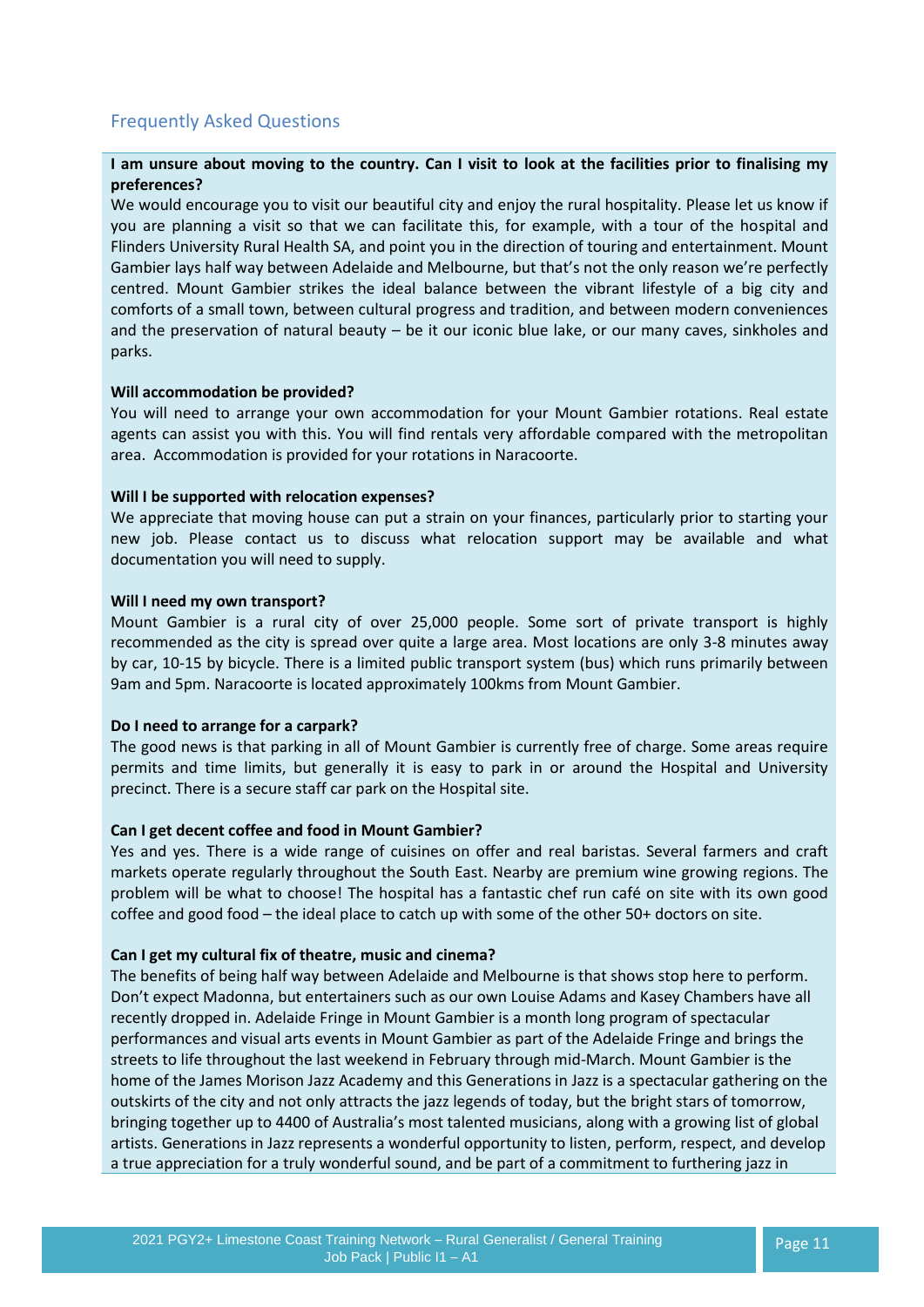## Frequently Asked Questions

**I am unsure about moving to the country. Can I visit to look at the facilities prior to finalising my preferences?**

We would encourage you to visit our beautiful city and enjoy the rural hospitality. Please let us know if you are planning a visit so that we can facilitate this, for example, with a tour of the hospital and Flinders University Rural Health SA, and point you in the direction of touring and entertainment. Mount Gambier lays half way between Adelaide and Melbourne, but that's not the only reason we're perfectly centred. Mount Gambier strikes the ideal balance between the vibrant lifestyle of a big city and comforts of a small town, between cultural progress and tradition, and between modern conveniences and the preservation of natural beauty – be it our iconic blue lake, or our many caves, sinkholes and parks.

**Will accommodation be provided?**

You will need to arrange your own accommodation for your Mount Gambier rotations. Real estate agents can assist you with this. You will find rentals very affordable compared with the metropolitan area. Accommodation is provided for your rotations in Naracoorte.

**Will I be supported with relocation expenses?**

We appreciate that moving house can put a strain on your finances, particularly prior to starting your new job. Please contact us to discuss what relocation support may be available and what documentation you will need to supply.

**Will I need my own transport?**

Mount Gambier is a rural city of over 25,000 people. Some sort of private transport is highly recommended as the city is spread over quite a large area. Most locations are only 3-8 minutes away by car, 10-15 by bicycle. There is a limited public transport system (bus) which runs primarily between 9am and 5pm. Naracoorte is located approximately 100kms from Mount Gambier.

**Do I need to arrange for a carpark?**

The good news is that parking in all of Mount Gambier is currently free of charge. Some areas require permits and time limits, but generally it is easy to park in or around the Hospital and University precinct. There is a secure staff car park on the Hospital site.

**Can I get decent coffee and food in Mount Gambier?**

Yes and yes. There is a wide range of cuisines on offer and real baristas. Several farmers and craft markets operate regularly throughout the South East. Nearby are premium wine growing regions. The problem will be what to choose! The hospital has a fantastic chef run café on site with its own good coffee and good food – the ideal place to catch up with some of the other 50+ doctors on site.

**Can I get my cultural fix of theatre, music and cinema?**

The benefits of being half way between Adelaide and Melbourne is that shows stop here to perform. Don't expect Madonna, but entertainers such as our own Louise Adams and Kasey Chambers have all recently dropped in. Adelaide Fringe in Mount Gambier is a month long program of spectacular performances and visual arts events in Mount Gambier as part of the Adelaide Fringe and brings the streets to life throughout the last weekend in February through mid-March. Mount Gambier is the home of the James Morison Jazz Academy and this Generations in Jazz is a spectacular gathering on the outskirts of the city and not only attracts the jazz legends of today, but the bright stars of tomorrow, bringing together up to 4400 of Australia's most talented musicians, along with a growing list of global artists. Generations in Jazz represents a wonderful opportunity to listen, perform, respect, and develop a true appreciation for a truly wonderful sound, and be part of a commitment to furthering jazz in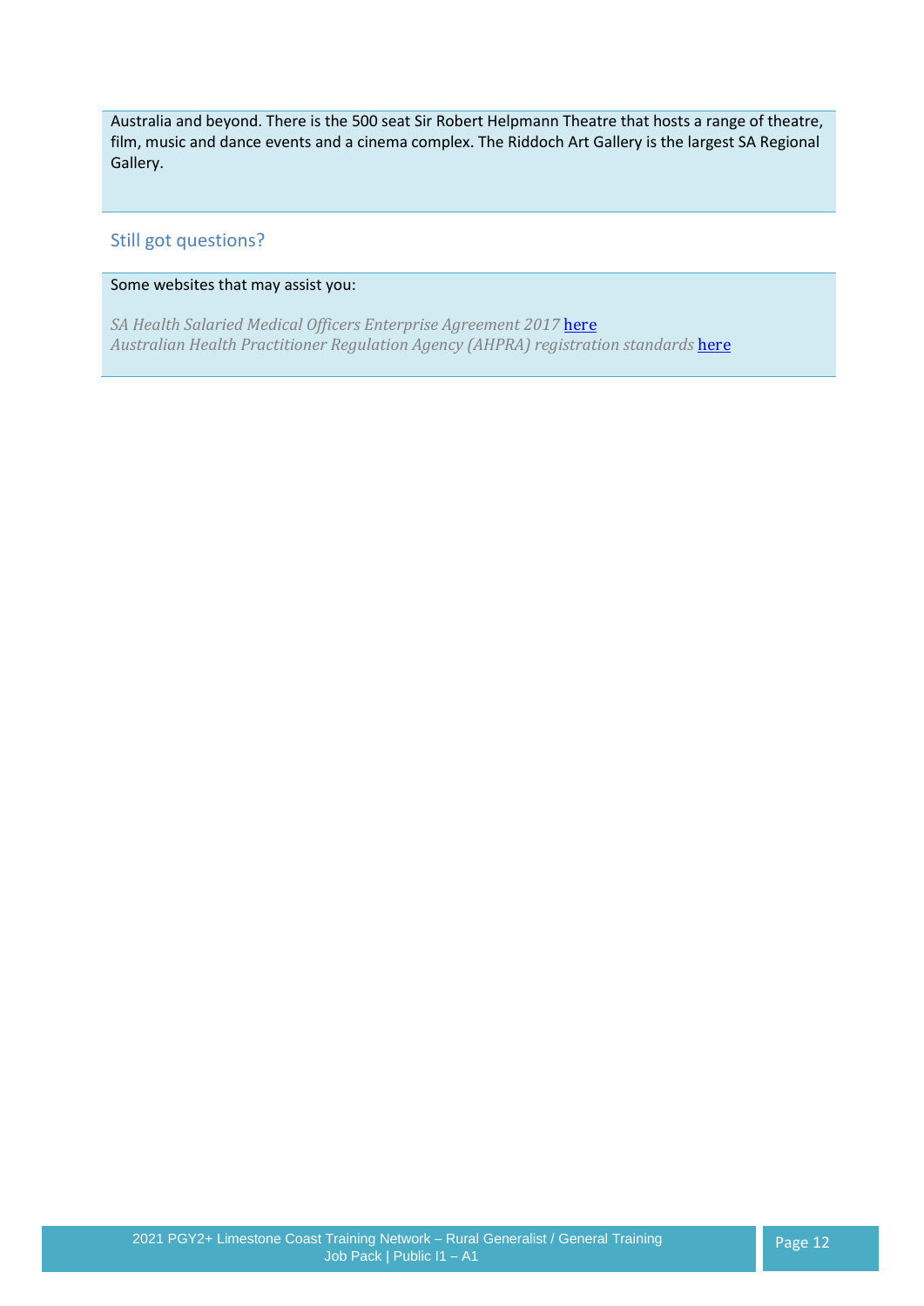Australia and beyond. There is the 500 seat Sir Robert Helpmann Theatre that hosts a range of theatre, film, music and dance events and a cinema complex. The Riddoch Art Gallery is the largest SA Regional Gallery.

## Still got questions?

Some websites that may assist you:

*SA Health Salaried Medical Officers Enterprise Agreement 2017* here
*Australian Health Practitioner Regulation Agency (AHPRA) registration standards* here